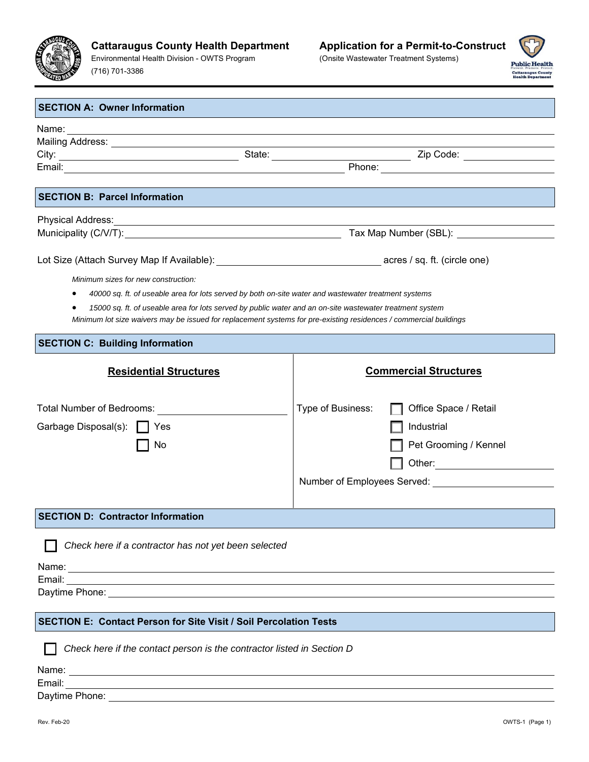**Cattaraugus County Health Department**
Environmental Health Division - OWTS Program
(716) 701-3386

# Application for a Permit-to-Construct
(Onsite Wastewater Treatment Systems)

## SECTION A: Owner Information

Name: ____________________
Mailing Address: ____________________
City: ____________ State: ____________ Zip Code: ____________
Email: ____________________ Phone: ____________

## SECTION B: Parcel Information

Physical Address: ____________________
Municipality (C/V/T): ____________ Tax Map Number (SBL): ____________

Lot Size (Attach Survey Map If Available): ____________ acres / sq. ft. (circle one)

*Minimum sizes for new construction:*

- *40000 sq. ft. of useable area for lots served by both on-site water and wastewater treatment systems*
- *15000 sq. ft. of useable area for lots served by public water and an on-site wastewater treatment system*

*Minimum lot size waivers may be issued for replacement systems for pre-existing residences / commercial buildings*

## SECTION C: Building Information

### Residential Structures

Total Number of Bedrooms: ____________

Garbage Disposal(s): ☐ Yes ☐ No

### Commercial Structures

Type of Business:
- ☐ Office Space / Retail
- ☐ Industrial
- ☐ Pet Grooming / Kennel
- ☐ Other: ____________

Number of Employees Served: ____________

## SECTION D: Contractor Information

☐ *Check here if a contractor has not yet been selected*

Name: ____________________
Email: ____________________
Daytime Phone: ____________________

## SECTION E: Contact Person for Site Visit / Soil Percolation Tests

☐ *Check here if the contact person is the contractor listed in Section D*

Name: ____________________
Email: ____________________
Daytime Phone: ____________________

Rev. Feb-20 OWTS-1 (Page 1)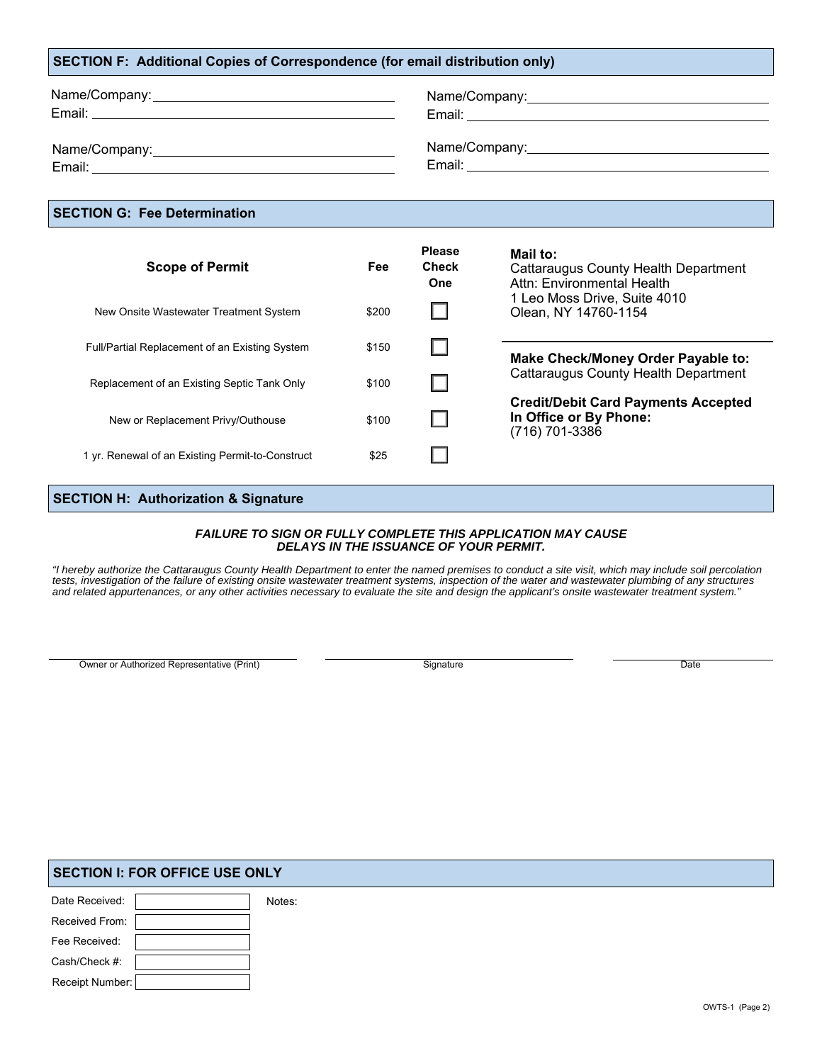## SECTION F: Additional Copies of Correspondence (for email distribution only)

Name/Company: ______________________
Email: ______________________

Name/Company: ______________________
Email: ______________________

Name/Company: ______________________
Email: ______________________

Name/Company: ______________________
Email: ______________________

## SECTION G: Fee Determination

| Scope of Permit | Fee | Please Check One |
|---|---|---|
| New Onsite Wastewater Treatment System | $200 | ☐ |
| Full/Partial Replacement of an Existing System | $150 | ☐ |
| Replacement of an Existing Septic Tank Only | $100 | ☐ |
| New or Replacement Privy/Outhouse | $100 | ☐ |
| 1 yr. Renewal of an Existing Permit-to-Construct | $25 | ☐ |

**Mail to:**
Cattaraugus County Health Department
Attn: Environmental Health
1 Leo Moss Drive, Suite 4010
Olean, NY 14760-1154

**Make Check/Money Order Payable to:**
Cattaraugus County Health Department

**Credit/Debit Card Payments Accepted In Office or By Phone:**
(716) 701-3386

## SECTION H: Authorization & Signature

***FAILURE TO SIGN OR FULLY COMPLETE THIS APPLICATION MAY CAUSE DELAYS IN THE ISSUANCE OF YOUR PERMIT.***

*"I hereby authorize the Cattaraugus County Health Department to enter the named premises to conduct a site visit, which may include soil percolation tests, investigation of the failure of existing onsite wastewater treatment systems, inspection of the water and wastewater plumbing of any structures and related appurtenances, or any other activities necessary to evaluate the site and design the applicant's onsite wastewater treatment system."*

______________________ Owner or Authorized Representative (Print)

______________________ Signature

______________________ Date

## SECTION I: FOR OFFICE USE ONLY

Date Received: ____________

Received From: ____________

Fee Received: ____________

Cash/Check #: ____________

Receipt Number: ____________

Notes:

OWTS-1 (Page 2)